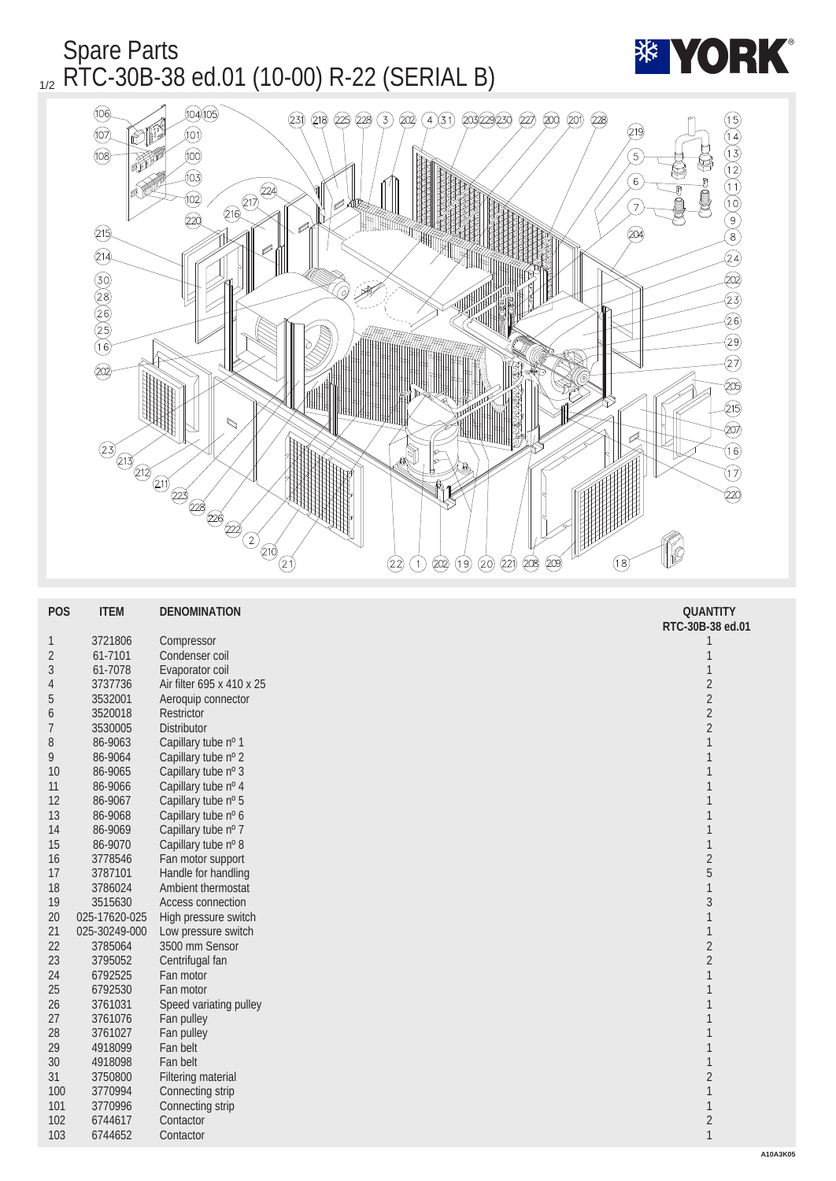# Spare Parts

## RTC-30B-38 ed.01 (10-00) R-22 (SERIAL B)

| POS | ITEM | DENOMINATION | QUANTITY RTC-30B-38 ed.01 |
|---|---|---|---|
| 1 | 3721806 | Compressor | 1 |
| 2 | 61-7101 | Condenser coil | 1 |
| 3 | 61-7078 | Evaporator coil | 1 |
| 4 | 3737736 | Air filter 695 x 410 x 25 | 2 |
| 5 | 3532001 | Aeroquip connector | 2 |
| 6 | 3520018 | Restrictor | 2 |
| 7 | 3530005 | Distributor | 2 |
| 8 | 86-9063 | Capillary tube nº 1 | 1 |
| 9 | 86-9064 | Capillary tube nº 2 | 1 |
| 10 | 86-9065 | Capillary tube nº 3 | 1 |
| 11 | 86-9066 | Capillary tube nº 4 | 1 |
| 12 | 86-9067 | Capillary tube nº 5 | 1 |
| 13 | 86-9068 | Capillary tube nº 6 | 1 |
| 14 | 86-9069 | Capillary tube nº 7 | 1 |
| 15 | 86-9070 | Capillary tube nº 8 | 1 |
| 16 | 3778546 | Fan motor support | 2 |
| 17 | 3787101 | Handle for handling | 5 |
| 18 | 3786024 | Ambient thermostat | 1 |
| 19 | 3515630 | Access connection | 3 |
| 20 | 025-17620-025 | High pressure switch | 1 |
| 21 | 025-30249-000 | Low pressure switch | 1 |
| 22 | 3785064 | 3500 mm Sensor | 2 |
| 23 | 3795052 | Centrifugal fan | 2 |
| 24 | 6792525 | Fan motor | 1 |
| 25 | 6792530 | Fan motor | 1 |
| 26 | 3761031 | Speed variating pulley | 1 |
| 27 | 3761076 | Fan pulley | 1 |
| 28 | 3761027 | Fan pulley | 1 |
| 29 | 4918099 | Fan belt | 1 |
| 30 | 4918098 | Fan belt | 1 |
| 31 | 3750800 | Filtering material | 2 |
| 100 | 3770994 | Connecting strip | 1 |
| 101 | 3770996 | Connecting strip | 1 |
| 102 | 6744617 | Contactor | 2 |
| 103 | 6744652 | Contactor | 1 |

A10A3K05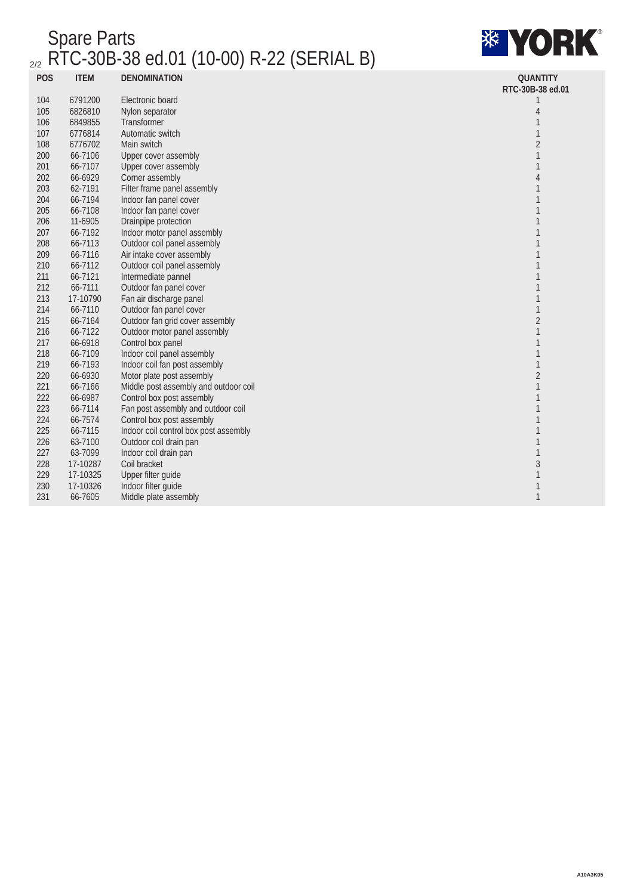# Spare Parts

## RTC-30B-38 ed.01 (10-00) R-22 (SERIAL B)

| POS | ITEM | DENOMINATION | QUANTITY RTC-30B-38 ed.01 |
|---|---|---|---|
| 104 | 6791200 | Electronic board | 1 |
| 105 | 6826810 | Nylon separator | 4 |
| 106 | 6849855 | Transformer | 1 |
| 107 | 6776814 | Automatic switch | 1 |
| 108 | 6776702 | Main switch | 2 |
| 200 | 66-7106 | Upper cover assembly | 1 |
| 201 | 66-7107 | Upper cover assembly | 1 |
| 202 | 66-6929 | Corner assembly | 4 |
| 203 | 62-7191 | Filter frame panel assembly | 1 |
| 204 | 66-7194 | Indoor fan panel cover | 1 |
| 205 | 66-7108 | Indoor fan panel cover | 1 |
| 206 | 11-6905 | Drainpipe protection | 1 |
| 207 | 66-7192 | Indoor motor panel assembly | 1 |
| 208 | 66-7113 | Outdoor coil panel assembly | 1 |
| 209 | 66-7116 | Air intake cover assembly | 1 |
| 210 | 66-7112 | Outdoor coil panel assembly | 1 |
| 211 | 66-7121 | Intermediate pannel | 1 |
| 212 | 66-7111 | Outdoor fan panel cover | 1 |
| 213 | 17-10790 | Fan air discharge panel | 1 |
| 214 | 66-7110 | Outdoor fan panel cover | 1 |
| 215 | 66-7164 | Outdoor fan grid cover assembly | 2 |
| 216 | 66-7122 | Outdoor motor panel assembly | 1 |
| 217 | 66-6918 | Control box panel | 1 |
| 218 | 66-7109 | Indoor coil panel assembly | 1 |
| 219 | 66-7193 | Indoor coil fan post assembly | 1 |
| 220 | 66-6930 | Motor plate post assembly | 2 |
| 221 | 66-7166 | Middle post assembly and outdoor coil | 1 |
| 222 | 66-6987 | Control box post assembly | 1 |
| 223 | 66-7114 | Fan post assembly and outdoor coil | 1 |
| 224 | 66-7574 | Control box post assembly | 1 |
| 225 | 66-7115 | Indoor coil control box post assembly | 1 |
| 226 | 63-7100 | Outdoor coil drain pan | 1 |
| 227 | 63-7099 | Indoor coil drain pan | 1 |
| 228 | 17-10287 | Coil bracket | 3 |
| 229 | 17-10325 | Upper filter guide | 1 |
| 230 | 17-10326 | Indoor filter guide | 1 |
| 231 | 66-7605 | Middle plate assembly | 1 |

A10A3K05